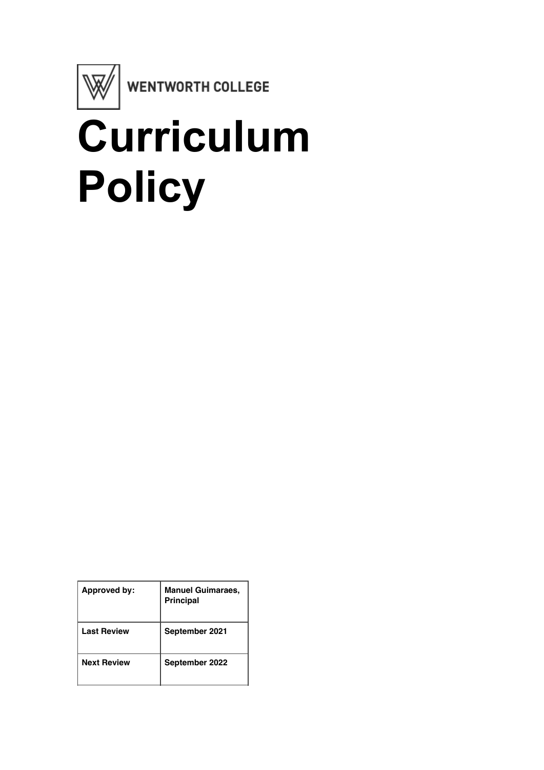WENTWORTH COLLEGE

# Curriculum Policy

| | |
|---|---|
| **Approved by:** | **Manuel Guimaraes, Principal** |
| **Last Review** | **September 2021** |
| **Next Review** | **September 2022** |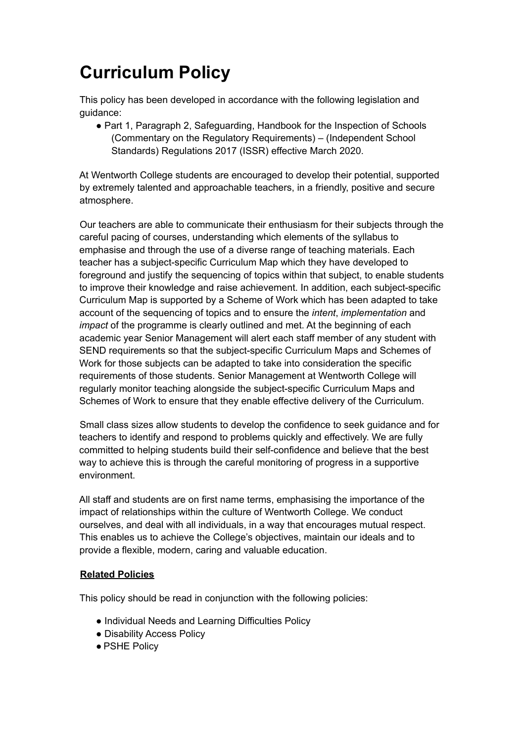# Curriculum Policy

This policy has been developed in accordance with the following legislation and guidance:

- Part 1, Paragraph 2, Safeguarding, Handbook for the Inspection of Schools (Commentary on the Regulatory Requirements) – (Independent School Standards) Regulations 2017 (ISSR) effective March 2020.

At Wentworth College students are encouraged to develop their potential, supported by extremely talented and approachable teachers, in a friendly, positive and secure atmosphere.

Our teachers are able to communicate their enthusiasm for their subjects through the careful pacing of courses, understanding which elements of the syllabus to emphasise and through the use of a diverse range of teaching materials. Each teacher has a subject-specific Curriculum Map which they have developed to foreground and justify the sequencing of topics within that subject, to enable students to improve their knowledge and raise achievement. In addition, each subject-specific Curriculum Map is supported by a Scheme of Work which has been adapted to take account of the sequencing of topics and to ensure the *intent*, *implementation* and *impact* of the programme is clearly outlined and met. At the beginning of each academic year Senior Management will alert each staff member of any student with SEND requirements so that the subject-specific Curriculum Maps and Schemes of Work for those subjects can be adapted to take into consideration the specific requirements of those students. Senior Management at Wentworth College will regularly monitor teaching alongside the subject-specific Curriculum Maps and Schemes of Work to ensure that they enable effective delivery of the Curriculum.

Small class sizes allow students to develop the confidence to seek guidance and for teachers to identify and respond to problems quickly and effectively. We are fully committed to helping students build their self-confidence and believe that the best way to achieve this is through the careful monitoring of progress in a supportive environment.

All staff and students are on first name terms, emphasising the importance of the impact of relationships within the culture of Wentworth College. We conduct ourselves, and deal with all individuals, in a way that encourages mutual respect. This enables us to achieve the College's objectives, maintain our ideals and to provide a flexible, modern, caring and valuable education.

**Related Policies**

This policy should be read in conjunction with the following policies:

- Individual Needs and Learning Difficulties Policy
- Disability Access Policy
- PSHE Policy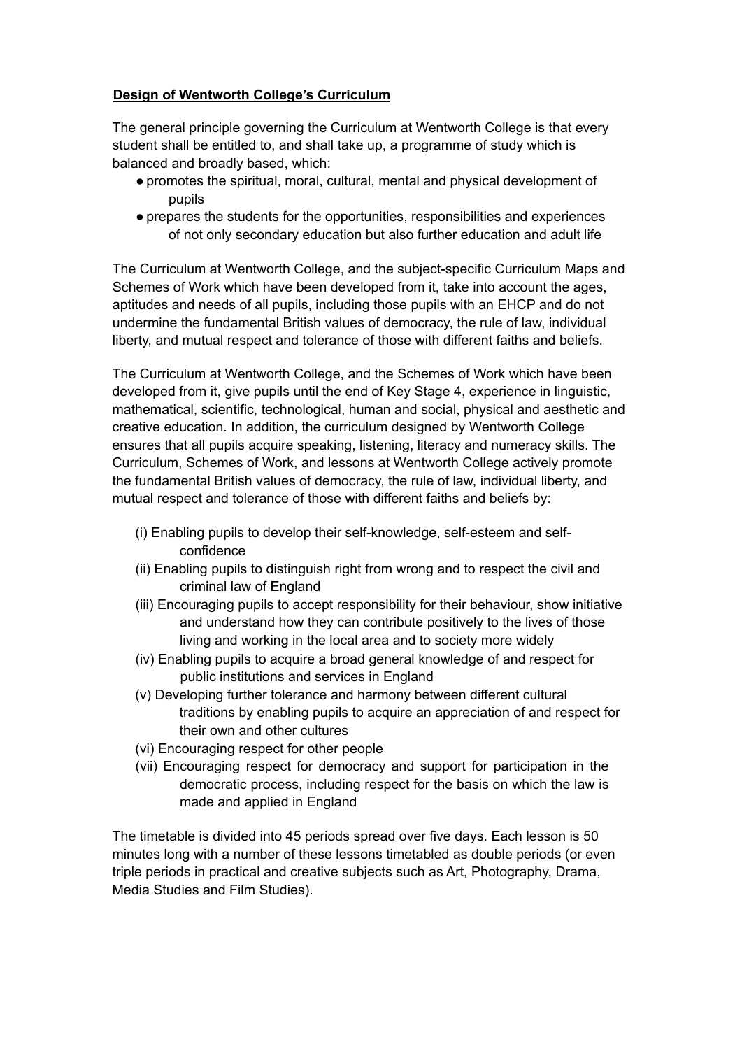## **Design of Wentworth College's Curriculum**

The general principle governing the Curriculum at Wentworth College is that every student shall be entitled to, and shall take up, a programme of study which is balanced and broadly based, which:

- promotes the spiritual, moral, cultural, mental and physical development of pupils
- prepares the students for the opportunities, responsibilities and experiences of not only secondary education but also further education and adult life

The Curriculum at Wentworth College, and the subject-specific Curriculum Maps and Schemes of Work which have been developed from it, take into account the ages, aptitudes and needs of all pupils, including those pupils with an EHCP and do not undermine the fundamental British values of democracy, the rule of law, individual liberty, and mutual respect and tolerance of those with different faiths and beliefs.

The Curriculum at Wentworth College, and the Schemes of Work which have been developed from it, give pupils until the end of Key Stage 4, experience in linguistic, mathematical, scientific, technological, human and social, physical and aesthetic and creative education. In addition, the curriculum designed by Wentworth College ensures that all pupils acquire speaking, listening, literacy and numeracy skills. The Curriculum, Schemes of Work, and lessons at Wentworth College actively promote the fundamental British values of democracy, the rule of law, individual liberty, and mutual respect and tolerance of those with different faiths and beliefs by:

(i) Enabling pupils to develop their self-knowledge, self-esteem and self-confidence
(ii) Enabling pupils to distinguish right from wrong and to respect the civil and criminal law of England
(iii) Encouraging pupils to accept responsibility for their behaviour, show initiative and understand how they can contribute positively to the lives of those living and working in the local area and to society more widely
(iv) Enabling pupils to acquire a broad general knowledge of and respect for public institutions and services in England
(v) Developing further tolerance and harmony between different cultural traditions by enabling pupils to acquire an appreciation of and respect for their own and other cultures
(vi) Encouraging respect for other people
(vii) Encouraging respect for democracy and support for participation in the democratic process, including respect for the basis on which the law is made and applied in England

The timetable is divided into 45 periods spread over five days. Each lesson is 50 minutes long with a number of these lessons timetabled as double periods (or even triple periods in practical and creative subjects such as Art, Photography, Drama, Media Studies and Film Studies).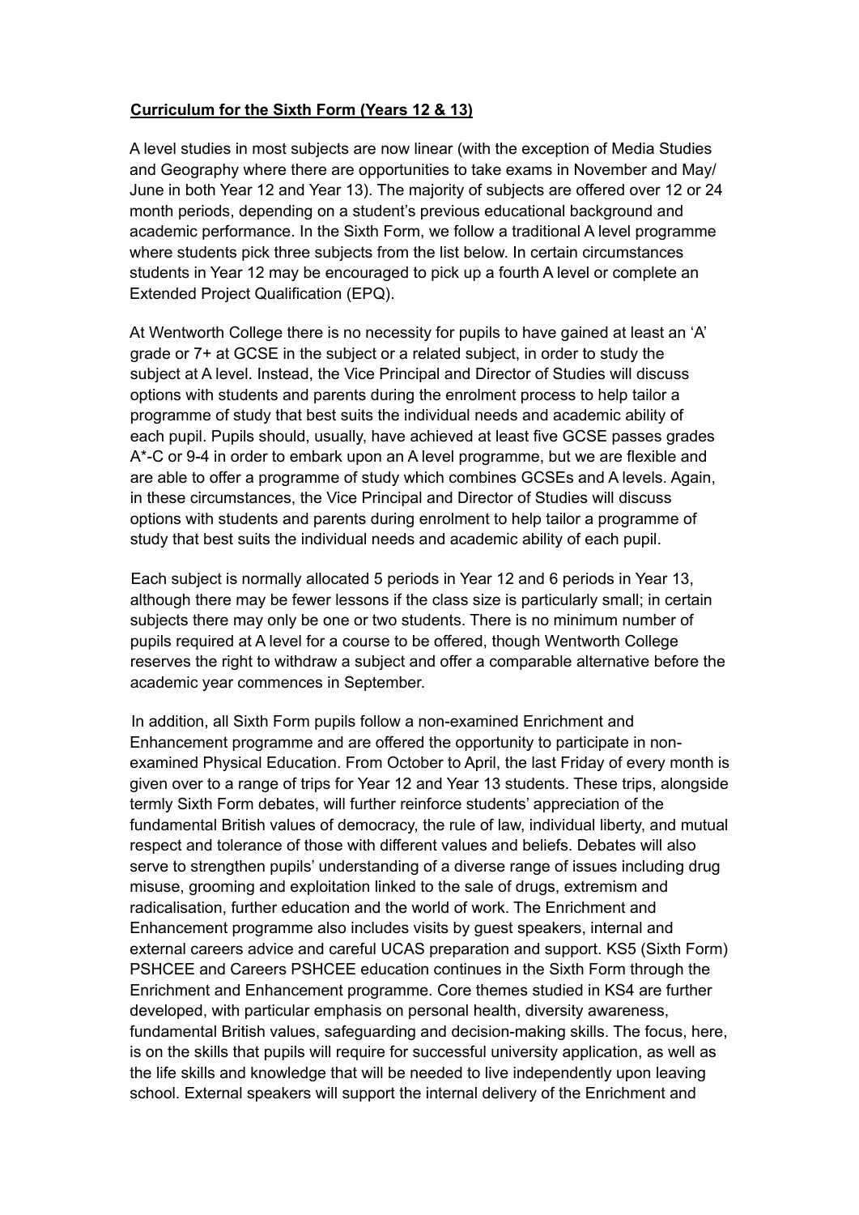**Curriculum for the Sixth Form (Years 12 & 13)**

A level studies in most subjects are now linear (with the exception of Media Studies and Geography where there are opportunities to take exams in November and May/ June in both Year 12 and Year 13). The majority of subjects are offered over 12 or 24 month periods, depending on a student's previous educational background and academic performance. In the Sixth Form, we follow a traditional A level programme where students pick three subjects from the list below. In certain circumstances students in Year 12 may be encouraged to pick up a fourth A level or complete an Extended Project Qualification (EPQ).

At Wentworth College there is no necessity for pupils to have gained at least an 'A' grade or 7+ at GCSE in the subject or a related subject, in order to study the subject at A level. Instead, the Vice Principal and Director of Studies will discuss options with students and parents during the enrolment process to help tailor a programme of study that best suits the individual needs and academic ability of each pupil. Pupils should, usually, have achieved at least five GCSE passes grades A*-C or 9-4 in order to embark upon an A level programme, but we are flexible and are able to offer a programme of study which combines GCSEs and A levels. Again, in these circumstances, the Vice Principal and Director of Studies will discuss options with students and parents during enrolment to help tailor a programme of study that best suits the individual needs and academic ability of each pupil.

Each subject is normally allocated 5 periods in Year 12 and 6 periods in Year 13, although there may be fewer lessons if the class size is particularly small; in certain subjects there may only be one or two students. There is no minimum number of pupils required at A level for a course to be offered, though Wentworth College reserves the right to withdraw a subject and offer a comparable alternative before the academic year commences in September.

In addition, all Sixth Form pupils follow a non-examined Enrichment and Enhancement programme and are offered the opportunity to participate in non-examined Physical Education. From October to April, the last Friday of every month is given over to a range of trips for Year 12 and Year 13 students. These trips, alongside termly Sixth Form debates, will further reinforce students' appreciation of the fundamental British values of democracy, the rule of law, individual liberty, and mutual respect and tolerance of those with different values and beliefs. Debates will also serve to strengthen pupils' understanding of a diverse range of issues including drug misuse, grooming and exploitation linked to the sale of drugs, extremism and radicalisation, further education and the world of work. The Enrichment and Enhancement programme also includes visits by guest speakers, internal and external careers advice and careful UCAS preparation and support. KS5 (Sixth Form) PSHCEE and Careers PSHCEE education continues in the Sixth Form through the Enrichment and Enhancement programme. Core themes studied in KS4 are further developed, with particular emphasis on personal health, diversity awareness, fundamental British values, safeguarding and decision-making skills. The focus, here, is on the skills that pupils will require for successful university application, as well as the life skills and knowledge that will be needed to live independently upon leaving school. External speakers will support the internal delivery of the Enrichment and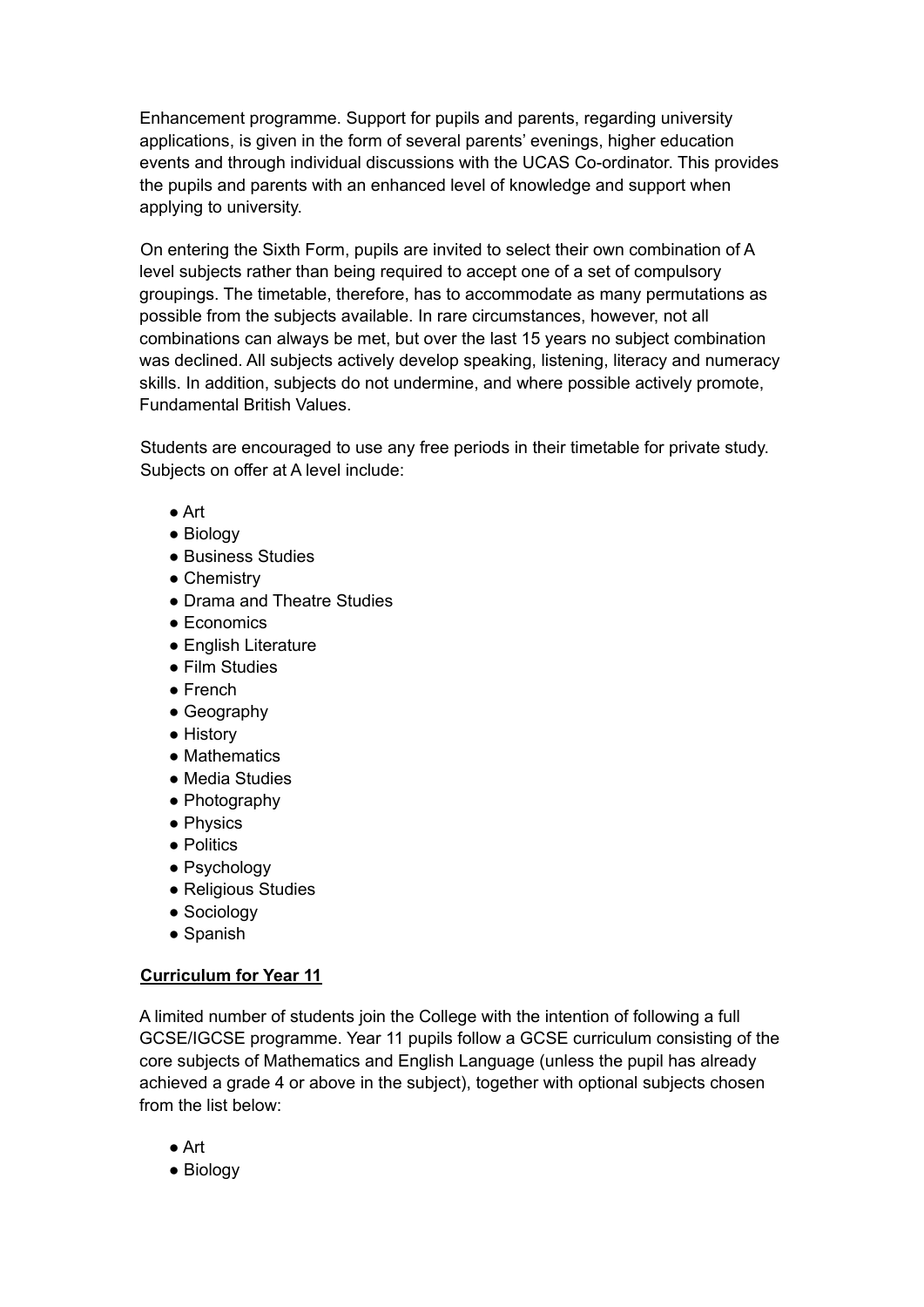Enhancement programme. Support for pupils and parents, regarding university applications, is given in the form of several parents' evenings, higher education events and through individual discussions with the UCAS Co-ordinator. This provides the pupils and parents with an enhanced level of knowledge and support when applying to university.

On entering the Sixth Form, pupils are invited to select their own combination of A level subjects rather than being required to accept one of a set of compulsory groupings. The timetable, therefore, has to accommodate as many permutations as possible from the subjects available. In rare circumstances, however, not all combinations can always be met, but over the last 15 years no subject combination was declined. All subjects actively develop speaking, listening, literacy and numeracy skills. In addition, subjects do not undermine, and where possible actively promote, Fundamental British Values.

Students are encouraged to use any free periods in their timetable for private study. Subjects on offer at A level include:

- Art
- Biology
- Business Studies
- Chemistry
- Drama and Theatre Studies
- Economics
- English Literature
- Film Studies
- French
- Geography
- History
- Mathematics
- Media Studies
- Photography
- Physics
- Politics
- Psychology
- Religious Studies
- Sociology
- Spanish

**Curriculum for Year 11**

A limited number of students join the College with the intention of following a full GCSE/IGCSE programme. Year 11 pupils follow a GCSE curriculum consisting of the core subjects of Mathematics and English Language (unless the pupil has already achieved a grade 4 or above in the subject), together with optional subjects chosen from the list below:

- Art
- Biology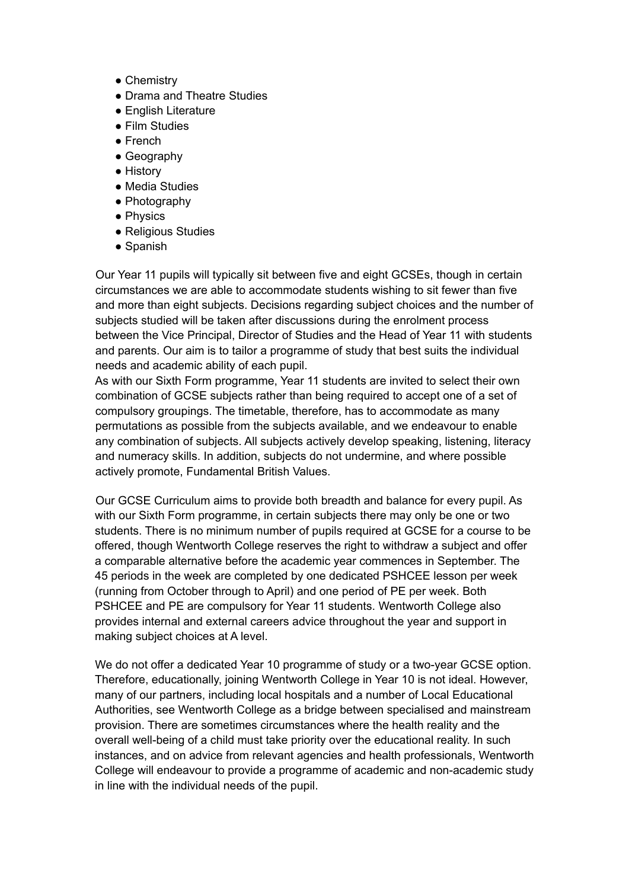- Chemistry
- Drama and Theatre Studies
- English Literature
- Film Studies
- French
- Geography
- History
- Media Studies
- Photography
- Physics
- Religious Studies
- Spanish

Our Year 11 pupils will typically sit between five and eight GCSEs, though in certain circumstances we are able to accommodate students wishing to sit fewer than five and more than eight subjects. Decisions regarding subject choices and the number of subjects studied will be taken after discussions during the enrolment process between the Vice Principal, Director of Studies and the Head of Year 11 with students and parents. Our aim is to tailor a programme of study that best suits the individual needs and academic ability of each pupil.

As with our Sixth Form programme, Year 11 students are invited to select their own combination of GCSE subjects rather than being required to accept one of a set of compulsory groupings. The timetable, therefore, has to accommodate as many permutations as possible from the subjects available, and we endeavour to enable any combination of subjects. All subjects actively develop speaking, listening, literacy and numeracy skills. In addition, subjects do not undermine, and where possible actively promote, Fundamental British Values.

Our GCSE Curriculum aims to provide both breadth and balance for every pupil. As with our Sixth Form programme, in certain subjects there may only be one or two students. There is no minimum number of pupils required at GCSE for a course to be offered, though Wentworth College reserves the right to withdraw a subject and offer a comparable alternative before the academic year commences in September. The 45 periods in the week are completed by one dedicated PSHCEE lesson per week (running from October through to April) and one period of PE per week. Both PSHCEE and PE are compulsory for Year 11 students. Wentworth College also provides internal and external careers advice throughout the year and support in making subject choices at A level.

We do not offer a dedicated Year 10 programme of study or a two-year GCSE option. Therefore, educationally, joining Wentworth College in Year 10 is not ideal. However, many of our partners, including local hospitals and a number of Local Educational Authorities, see Wentworth College as a bridge between specialised and mainstream provision. There are sometimes circumstances where the health reality and the overall well-being of a child must take priority over the educational reality. In such instances, and on advice from relevant agencies and health professionals, Wentworth College will endeavour to provide a programme of academic and non-academic study in line with the individual needs of the pupil.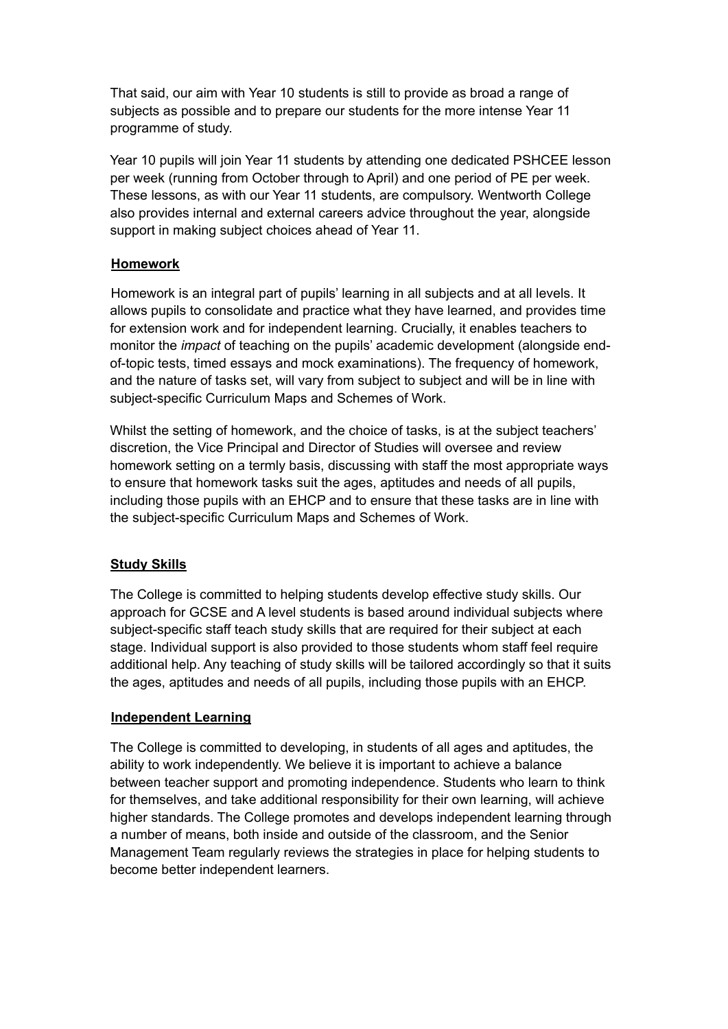That said, our aim with Year 10 students is still to provide as broad a range of subjects as possible and to prepare our students for the more intense Year 11 programme of study.

Year 10 pupils will join Year 11 students by attending one dedicated PSHCEE lesson per week (running from October through to April) and one period of PE per week. These lessons, as with our Year 11 students, are compulsory. Wentworth College also provides internal and external careers advice throughout the year, alongside support in making subject choices ahead of Year 11.

## Homework

Homework is an integral part of pupils' learning in all subjects and at all levels. It allows pupils to consolidate and practice what they have learned, and provides time for extension work and for independent learning. Crucially, it enables teachers to monitor the *impact* of teaching on the pupils' academic development (alongside end-of-topic tests, timed essays and mock examinations). The frequency of homework, and the nature of tasks set, will vary from subject to subject and will be in line with subject-specific Curriculum Maps and Schemes of Work.

Whilst the setting of homework, and the choice of tasks, is at the subject teachers' discretion, the Vice Principal and Director of Studies will oversee and review homework setting on a termly basis, discussing with staff the most appropriate ways to ensure that homework tasks suit the ages, aptitudes and needs of all pupils, including those pupils with an EHCP and to ensure that these tasks are in line with the subject-specific Curriculum Maps and Schemes of Work.

## Study Skills

The College is committed to helping students develop effective study skills. Our approach for GCSE and A level students is based around individual subjects where subject-specific staff teach study skills that are required for their subject at each stage. Individual support is also provided to those students whom staff feel require additional help. Any teaching of study skills will be tailored accordingly so that it suits the ages, aptitudes and needs of all pupils, including those pupils with an EHCP.

## Independent Learning

The College is committed to developing, in students of all ages and aptitudes, the ability to work independently. We believe it is important to achieve a balance between teacher support and promoting independence. Students who learn to think for themselves, and take additional responsibility for their own learning, will achieve higher standards. The College promotes and develops independent learning through a number of means, both inside and outside of the classroom, and the Senior Management Team regularly reviews the strategies in place for helping students to become better independent learners.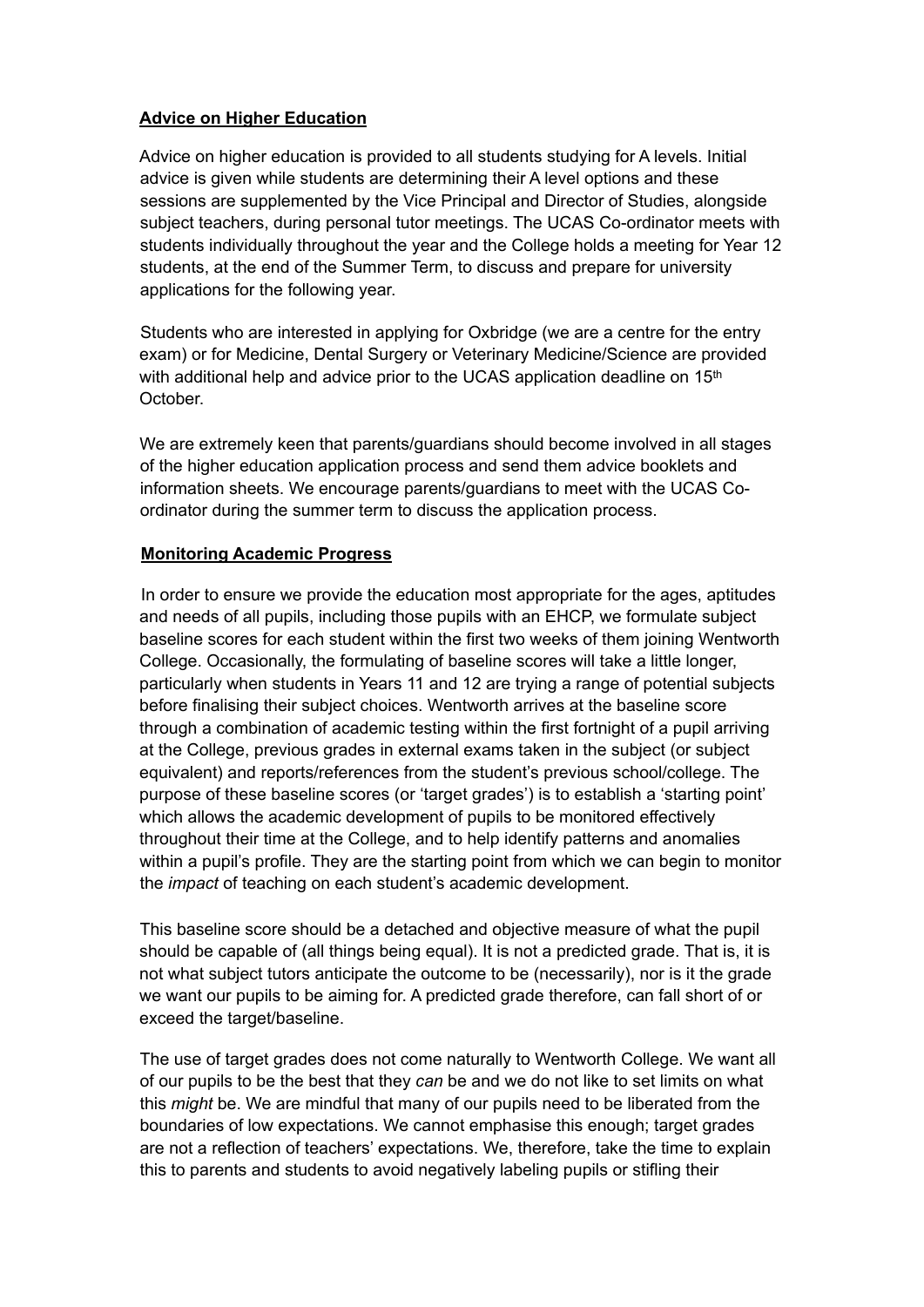## Advice on Higher Education

Advice on higher education is provided to all students studying for A levels. Initial advice is given while students are determining their A level options and these sessions are supplemented by the Vice Principal and Director of Studies, alongside subject teachers, during personal tutor meetings. The UCAS Co-ordinator meets with students individually throughout the year and the College holds a meeting for Year 12 students, at the end of the Summer Term, to discuss and prepare for university applications for the following year.

Students who are interested in applying for Oxbridge (we are a centre for the entry exam) or for Medicine, Dental Surgery or Veterinary Medicine/Science are provided with additional help and advice prior to the UCAS application deadline on 15th October.

We are extremely keen that parents/guardians should become involved in all stages of the higher education application process and send them advice booklets and information sheets. We encourage parents/guardians to meet with the UCAS Co-ordinator during the summer term to discuss the application process.

## Monitoring Academic Progress

In order to ensure we provide the education most appropriate for the ages, aptitudes and needs of all pupils, including those pupils with an EHCP, we formulate subject baseline scores for each student within the first two weeks of them joining Wentworth College. Occasionally, the formulating of baseline scores will take a little longer, particularly when students in Years 11 and 12 are trying a range of potential subjects before finalising their subject choices. Wentworth arrives at the baseline score through a combination of academic testing within the first fortnight of a pupil arriving at the College, previous grades in external exams taken in the subject (or subject equivalent) and reports/references from the student's previous school/college. The purpose of these baseline scores (or 'target grades') is to establish a 'starting point' which allows the academic development of pupils to be monitored effectively throughout their time at the College, and to help identify patterns and anomalies within a pupil's profile. They are the starting point from which we can begin to monitor the *impact* of teaching on each student's academic development.

This baseline score should be a detached and objective measure of what the pupil should be capable of (all things being equal). It is not a predicted grade. That is, it is not what subject tutors anticipate the outcome to be (necessarily), nor is it the grade we want our pupils to be aiming for. A predicted grade therefore, can fall short of or exceed the target/baseline.

The use of target grades does not come naturally to Wentworth College. We want all of our pupils to be the best that they *can* be and we do not like to set limits on what this *might* be. We are mindful that many of our pupils need to be liberated from the boundaries of low expectations. We cannot emphasise this enough; target grades are not a reflection of teachers' expectations. We, therefore, take the time to explain this to parents and students to avoid negatively labeling pupils or stifling their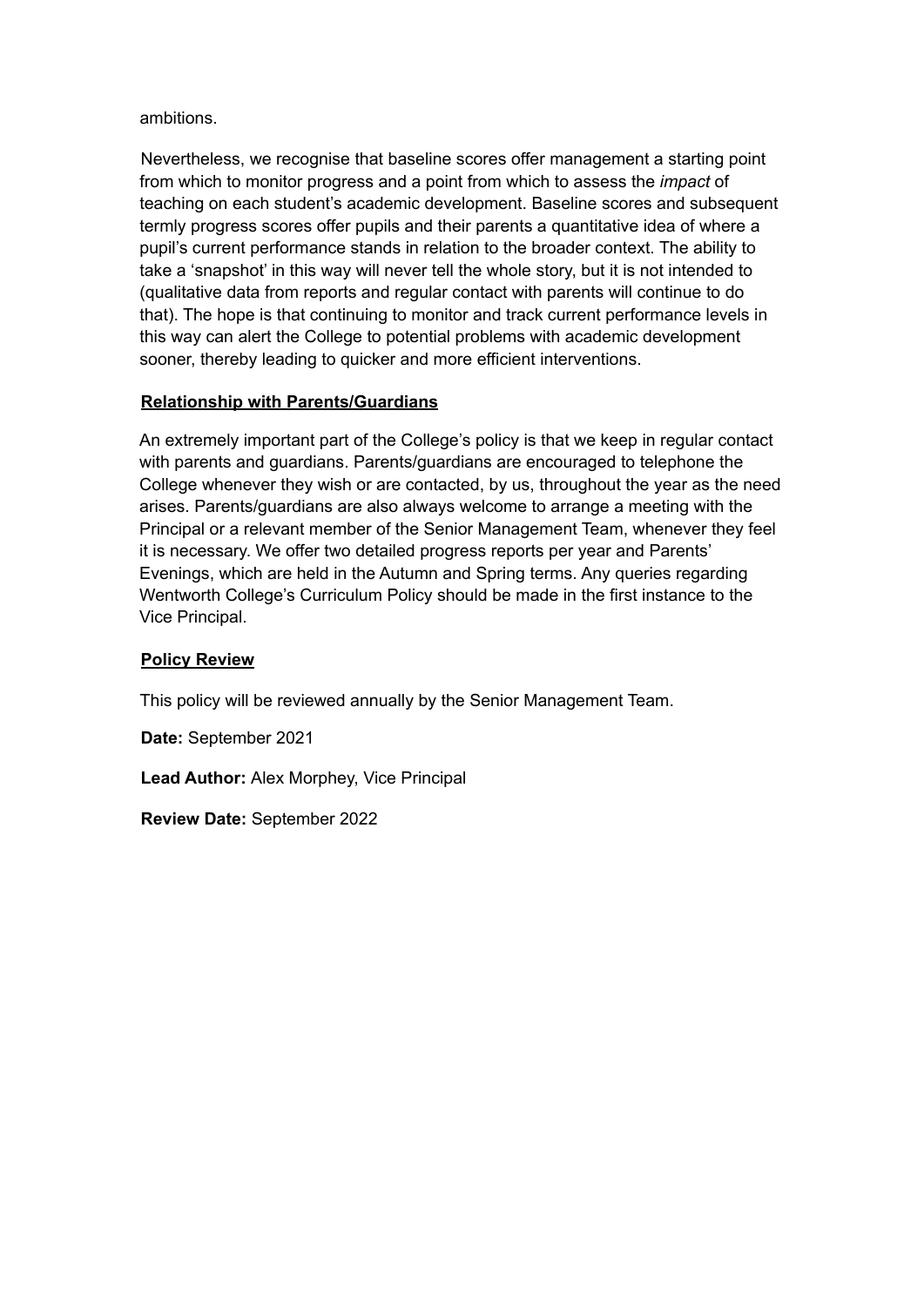ambitions.

Nevertheless, we recognise that baseline scores offer management a starting point from which to monitor progress and a point from which to assess the *impact* of teaching on each student's academic development. Baseline scores and subsequent termly progress scores offer pupils and their parents a quantitative idea of where a pupil's current performance stands in relation to the broader context. The ability to take a 'snapshot' in this way will never tell the whole story, but it is not intended to (qualitative data from reports and regular contact with parents will continue to do that). The hope is that continuing to monitor and track current performance levels in this way can alert the College to potential problems with academic development sooner, thereby leading to quicker and more efficient interventions.

## Relationship with Parents/Guardians

An extremely important part of the College's policy is that we keep in regular contact with parents and guardians. Parents/guardians are encouraged to telephone the College whenever they wish or are contacted, by us, throughout the year as the need arises. Parents/guardians are also always welcome to arrange a meeting with the Principal or a relevant member of the Senior Management Team, whenever they feel it is necessary. We offer two detailed progress reports per year and Parents' Evenings, which are held in the Autumn and Spring terms. Any queries regarding Wentworth College's Curriculum Policy should be made in the first instance to the Vice Principal.

## Policy Review

This policy will be reviewed annually by the Senior Management Team.

**Date:** September 2021

**Lead Author:** Alex Morphey, Vice Principal

**Review Date:** September 2022